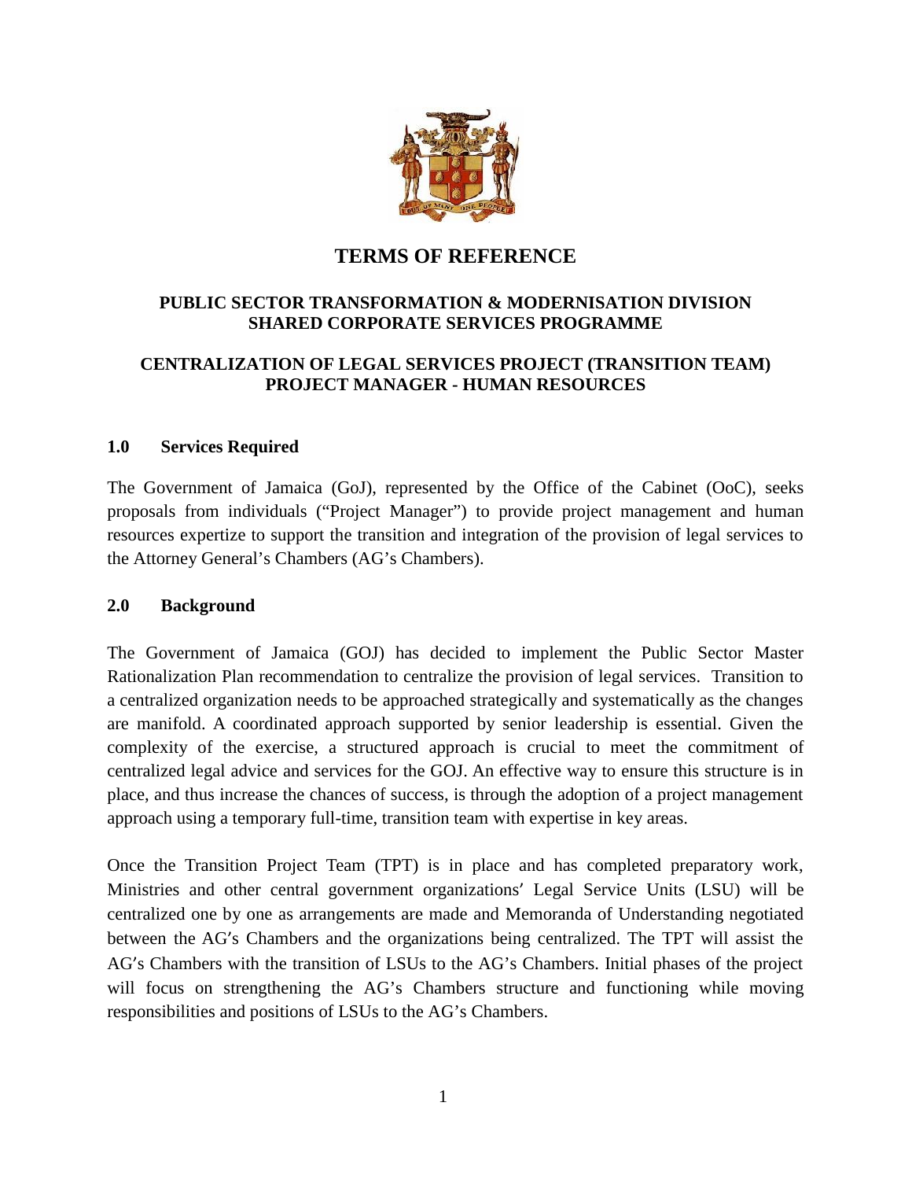# TERMS OF REFERENCE

## PUBLIC SECTOR TRANSFORMATION & MODERNISATION DIVISION
## SHARED CORPORATE SERVICES PROGRAMME

## CENTRALIZATION OF LEGAL SERVICES PROJECT (TRANSITION TEAM)
## PROJECT MANAGER - HUMAN RESOURCES

### 1.0 Services Required

The Government of Jamaica (GoJ), represented by the Office of the Cabinet (OoC), seeks proposals from individuals ("Project Manager") to provide project management and human resources expertize to support the transition and integration of the provision of legal services to the Attorney General's Chambers (AG's Chambers).

### 2.0 Background

The Government of Jamaica (GOJ) has decided to implement the Public Sector Master Rationalization Plan recommendation to centralize the provision of legal services. Transition to a centralized organization needs to be approached strategically and systematically as the changes are manifold. A coordinated approach supported by senior leadership is essential. Given the complexity of the exercise, a structured approach is crucial to meet the commitment of centralized legal advice and services for the GOJ. An effective way to ensure this structure is in place, and thus increase the chances of success, is through the adoption of a project management approach using a temporary full-time, transition team with expertise in key areas.

Once the Transition Project Team (TPT) is in place and has completed preparatory work, Ministries and other central government organizations' Legal Service Units (LSU) will be centralized one by one as arrangements are made and Memoranda of Understanding negotiated between the AG's Chambers and the organizations being centralized. The TPT will assist the AG's Chambers with the transition of LSUs to the AG's Chambers. Initial phases of the project will focus on strengthening the AG's Chambers structure and functioning while moving responsibilities and positions of LSUs to the AG's Chambers.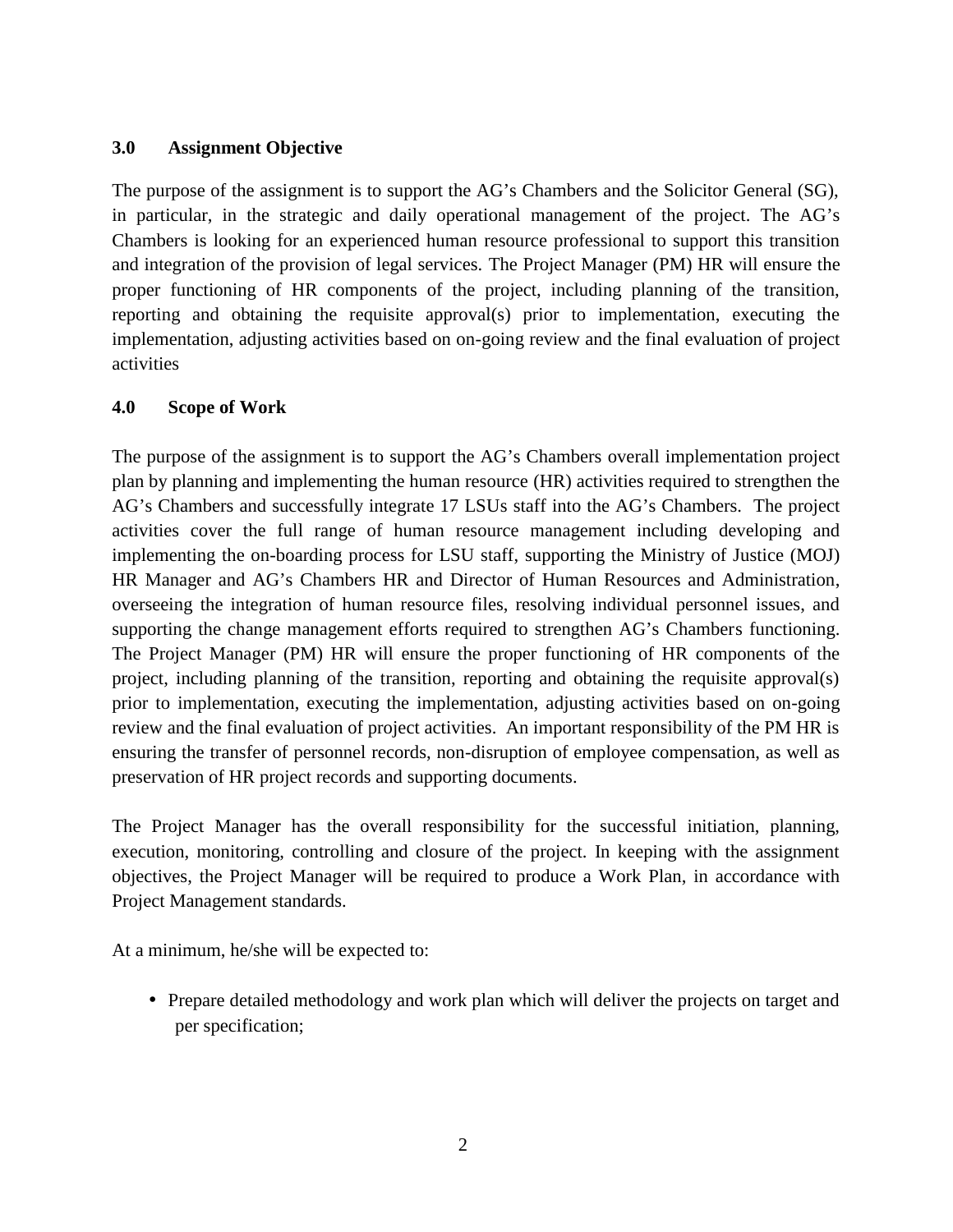## 3.0 Assignment Objective

The purpose of the assignment is to support the AG's Chambers and the Solicitor General (SG), in particular, in the strategic and daily operational management of the project. The AG's Chambers is looking for an experienced human resource professional to support this transition and integration of the provision of legal services. The Project Manager (PM) HR will ensure the proper functioning of HR components of the project, including planning of the transition, reporting and obtaining the requisite approval(s) prior to implementation, executing the implementation, adjusting activities based on on-going review and the final evaluation of project activities

## 4.0 Scope of Work

The purpose of the assignment is to support the AG's Chambers overall implementation project plan by planning and implementing the human resource (HR) activities required to strengthen the AG's Chambers and successfully integrate 17 LSUs staff into the AG's Chambers. The project activities cover the full range of human resource management including developing and implementing the on-boarding process for LSU staff, supporting the Ministry of Justice (MOJ) HR Manager and AG's Chambers HR and Director of Human Resources and Administration, overseeing the integration of human resource files, resolving individual personnel issues, and supporting the change management efforts required to strengthen AG's Chambers functioning. The Project Manager (PM) HR will ensure the proper functioning of HR components of the project, including planning of the transition, reporting and obtaining the requisite approval(s) prior to implementation, executing the implementation, adjusting activities based on on-going review and the final evaluation of project activities. An important responsibility of the PM HR is ensuring the transfer of personnel records, non-disruption of employee compensation, as well as preservation of HR project records and supporting documents.

The Project Manager has the overall responsibility for the successful initiation, planning, execution, monitoring, controlling and closure of the project. In keeping with the assignment objectives, the Project Manager will be required to produce a Work Plan, in accordance with Project Management standards.

At a minimum, he/she will be expected to:

- Prepare detailed methodology and work plan which will deliver the projects on target and per specification;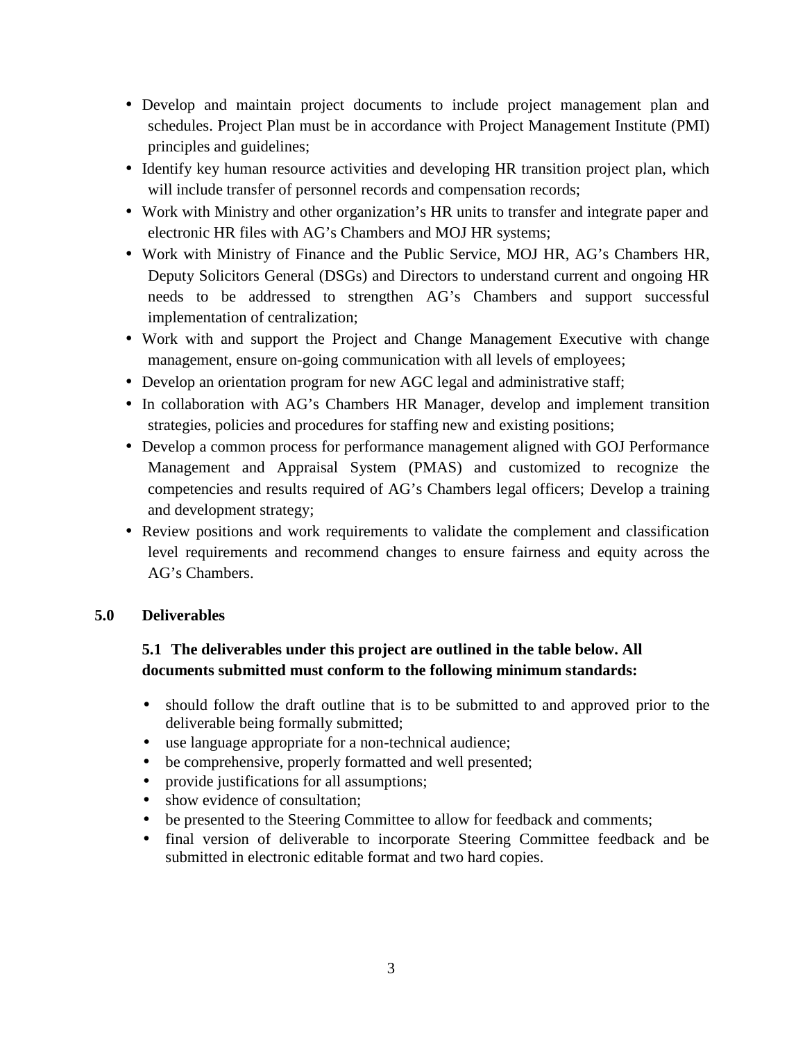- Develop and maintain project documents to include project management plan and schedules. Project Plan must be in accordance with Project Management Institute (PMI) principles and guidelines;
- Identify key human resource activities and developing HR transition project plan, which will include transfer of personnel records and compensation records;
- Work with Ministry and other organization's HR units to transfer and integrate paper and electronic HR files with AG's Chambers and MOJ HR systems;
- Work with Ministry of Finance and the Public Service, MOJ HR, AG's Chambers HR, Deputy Solicitors General (DSGs) and Directors to understand current and ongoing HR needs to be addressed to strengthen AG's Chambers and support successful implementation of centralization;
- Work with and support the Project and Change Management Executive with change management, ensure on-going communication with all levels of employees;
- Develop an orientation program for new AGC legal and administrative staff;
- In collaboration with AG's Chambers HR Manager, develop and implement transition strategies, policies and procedures for staffing new and existing positions;
- Develop a common process for performance management aligned with GOJ Performance Management and Appraisal System (PMAS) and customized to recognize the competencies and results required of AG's Chambers legal officers; Develop a training and development strategy;
- Review positions and work requirements to validate the complement and classification level requirements and recommend changes to ensure fairness and equity across the AG's Chambers.

## 5.0 Deliverables

### 5.1 The deliverables under this project are outlined in the table below. All documents submitted must conform to the following minimum standards:

- should follow the draft outline that is to be submitted to and approved prior to the deliverable being formally submitted;
- use language appropriate for a non-technical audience;
- be comprehensive, properly formatted and well presented;
- provide justifications for all assumptions;
- show evidence of consultation;
- be presented to the Steering Committee to allow for feedback and comments;
- final version of deliverable to incorporate Steering Committee feedback and be submitted in electronic editable format and two hard copies.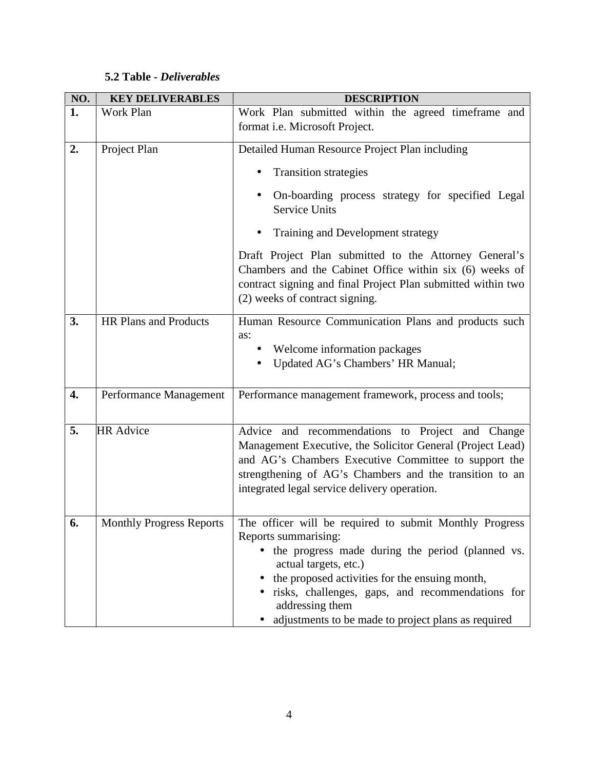**5.2 Table - *Deliverables***

| NO. | KEY DELIVERABLES | DESCRIPTION |
|---|---|---|
| **1.** | Work Plan | Work Plan submitted within the agreed timeframe and format i.e. Microsoft Project. |
| **2.** | Project Plan | Detailed Human Resource Project Plan including<br>• Transition strategies<br>• On-boarding process strategy for specified Legal Service Units<br>• Training and Development strategy<br>Draft Project Plan submitted to the Attorney General's Chambers and the Cabinet Office within six (6) weeks of contract signing and final Project Plan submitted within two (2) weeks of contract signing. |
| **3.** | HR Plans and Products | Human Resource Communication Plans and products such as:<br>• Welcome information packages<br>• Updated AG's Chambers' HR Manual; |
| **4.** | Performance Management | Performance management framework, process and tools; |
| **5.** | HR Advice | Advice and recommendations to Project and Change Management Executive, the Solicitor General (Project Lead) and AG's Chambers Executive Committee to support the strengthening of AG's Chambers and the transition to an integrated legal service delivery operation. |
| **6.** | Monthly Progress Reports | The officer will be required to submit Monthly Progress Reports summarising:<br>• the progress made during the period (planned vs. actual targets, etc.)<br>• the proposed activities for the ensuing month,<br>• risks, challenges, gaps, and recommendations for addressing them<br>• adjustments to be made to project plans as required |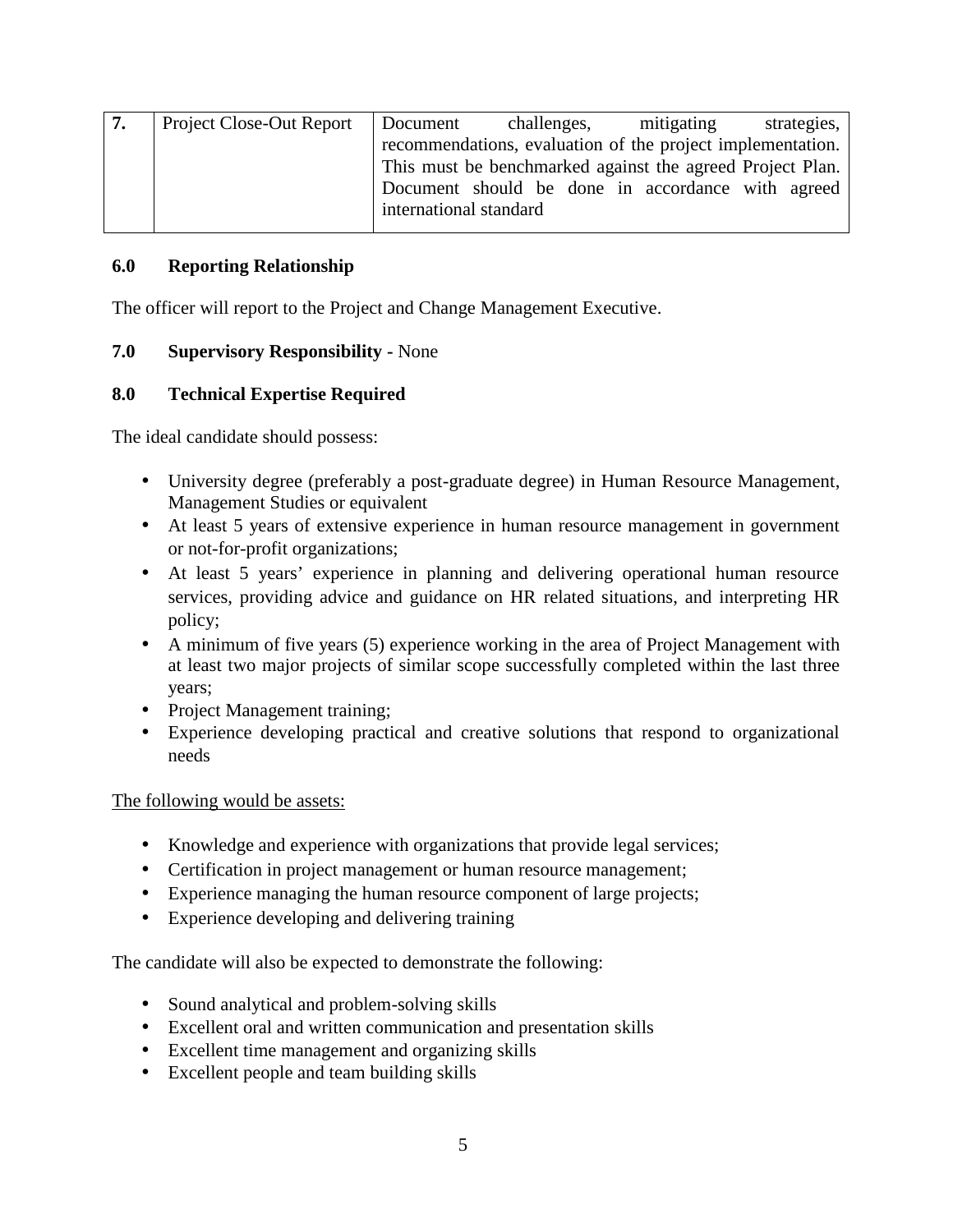| 7. | Project Close-Out Report | Document challenges, mitigating strategies, recommendations, evaluation of the project implementation. This must be benchmarked against the agreed Project Plan. Document should be done in accordance with agreed international standard |
|---|---|---|

## 6.0 Reporting Relationship

The officer will report to the Project and Change Management Executive.

## 7.0 Supervisory Responsibility - None

## 8.0 Technical Expertise Required

The ideal candidate should possess:

- University degree (preferably a post-graduate degree) in Human Resource Management, Management Studies or equivalent
- At least 5 years of extensive experience in human resource management in government or not-for-profit organizations;
- At least 5 years' experience in planning and delivering operational human resource services, providing advice and guidance on HR related situations, and interpreting HR policy;
- A minimum of five years (5) experience working in the area of Project Management with at least two major projects of similar scope successfully completed within the last three years;
- Project Management training;
- Experience developing practical and creative solutions that respond to organizational needs

The following would be assets:

- Knowledge and experience with organizations that provide legal services;
- Certification in project management or human resource management;
- Experience managing the human resource component of large projects;
- Experience developing and delivering training

The candidate will also be expected to demonstrate the following:

- Sound analytical and problem-solving skills
- Excellent oral and written communication and presentation skills
- Excellent time management and organizing skills
- Excellent people and team building skills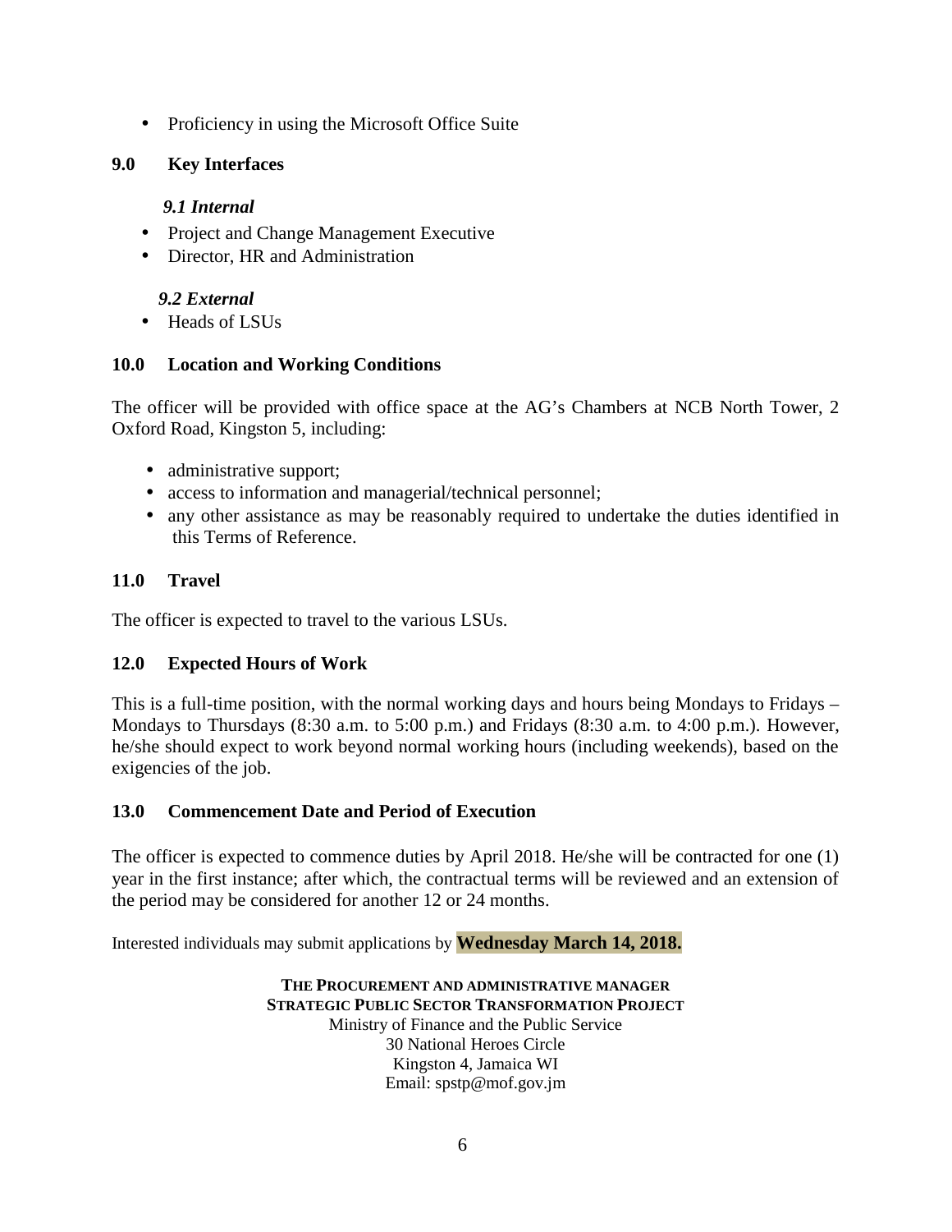- Proficiency in using the Microsoft Office Suite

## 9.0 Key Interfaces

### *9.1 Internal*

- Project and Change Management Executive
- Director, HR and Administration

### *9.2 External*

- Heads of LSUs

## 10.0 Location and Working Conditions

The officer will be provided with office space at the AG's Chambers at NCB North Tower, 2 Oxford Road, Kingston 5, including:

- administrative support;
- access to information and managerial/technical personnel;
- any other assistance as may be reasonably required to undertake the duties identified in this Terms of Reference.

## 11.0 Travel

The officer is expected to travel to the various LSUs.

## 12.0 Expected Hours of Work

This is a full-time position, with the normal working days and hours being Mondays to Fridays – Mondays to Thursdays (8:30 a.m. to 5:00 p.m.) and Fridays (8:30 a.m. to 4:00 p.m.). However, he/she should expect to work beyond normal working hours (including weekends), based on the exigencies of the job.

## 13.0 Commencement Date and Period of Execution

The officer is expected to commence duties by April 2018. He/she will be contracted for one (1) year in the first instance; after which, the contractual terms will be reviewed and an extension of the period may be considered for another 12 or 24 months.

Interested individuals may submit applications by **Wednesday March 14, 2018.**

**THE PROCUREMENT AND ADMINISTRATIVE MANAGER**
**STRATEGIC PUBLIC SECTOR TRANSFORMATION PROJECT**
Ministry of Finance and the Public Service
30 National Heroes Circle
Kingston 4, Jamaica WI
Email: spstp@mof.gov.jm